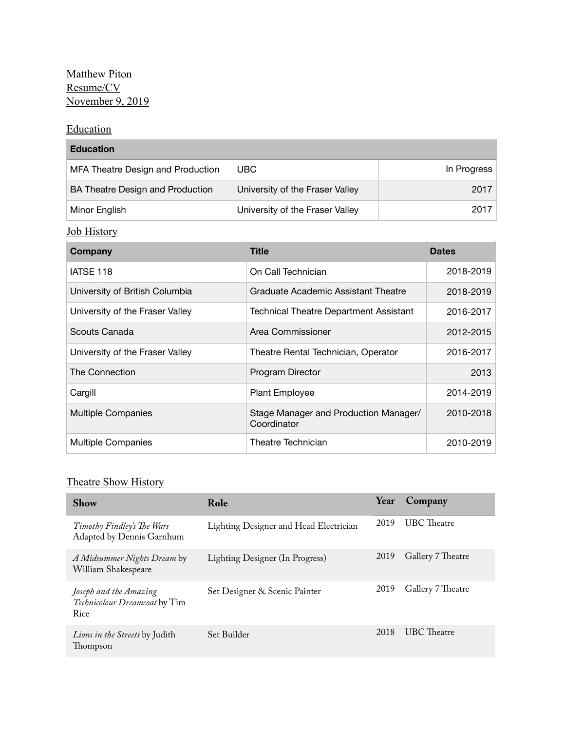Matthew Piton

Resume/CV

November 9, 2019

## Education

| Education | | |
|---|---|---|
| MFA Theatre Design and Production | UBC | In Progress |
| BA Theatre Design and Production | University of the Fraser Valley | 2017 |
| Minor English | University of the Fraser Valley | 2017 |

## Job History

| Company | Title | Dates |
|---|---|---|
| IATSE 118 | On Call Technician | 2018-2019 |
| University of British Columbia | Graduate Academic Assistant Theatre | 2018-2019 |
| University of the Fraser Valley | Technical Theatre Department Assistant | 2016-2017 |
| Scouts Canada | Area Commissioner | 2012-2015 |
| University of the Fraser Valley | Theatre Rental Technician, Operator | 2016-2017 |
| The Connection | Program Director | 2013 |
| Cargill | Plant Employee | 2014-2019 |
| Multiple Companies | Stage Manager and Production Manager/ Coordinator | 2010-2018 |
| Multiple Companies | Theatre Technician | 2010-2019 |

## Theatre Show History

| Show | Role | Year | Company |
|---|---|---|---|
| *Timothy Findley's The Wars* Adapted by Dennis Garnhum | Lighting Designer and Head Electrician | 2019 | UBC Theatre |
| *A Midsummer Nights Dream* by William Shakespeare | Lighting Designer (In Progress) | 2019 | Gallery 7 Theatre |
| *Joseph and the Amazing Technicolour Dreamcoat* by Tim Rice | Set Designer & Scenic Painter | 2019 | Gallery 7 Theatre |
| *Lions in the Streets* by Judith Thompson | Set Builder | 2018 | UBC Theatre |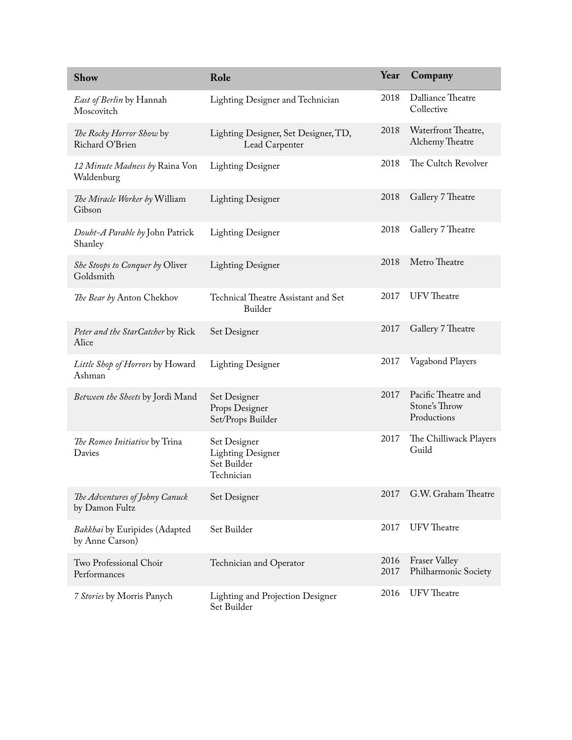| Show | Role | Year | Company |
|---|---|---|---|
| *East of Berlin* by Hannah Moscovitch | Lighting Designer and Technician | 2018 | Dalliance Theatre Collective |
| *The Rocky Horror Show* by Richard O'Brien | Lighting Designer, Set Designer, TD, Lead Carpenter | 2018 | Waterfront Theatre, Alchemy Theatre |
| *12 Minute Madness by* Raina Von Waldenburg | Lighting Designer | 2018 | The Cultch Revolver |
| *The Miracle Worker by* William Gibson | Lighting Designer | 2018 | Gallery 7 Theatre |
| *Doubt-A Parable by* John Patrick Shanley | Lighting Designer | 2018 | Gallery 7 Theatre |
| *She Stoops to Conquer by* Oliver Goldsmith | Lighting Designer | 2018 | Metro Theatre |
| *The Bear by* Anton Chekhov | Technical Theatre Assistant and Set Builder | 2017 | UFV Theatre |
| *Peter and the StarCatcher* by Rick Alice | Set Designer | 2017 | Gallery 7 Theatre |
| *Little Shop of Horrors* by Howard Ashman | Lighting Designer | 2017 | Vagabond Players |
| *Between the Sheets* by Jordi Mand | Set Designer<br>Props Designer<br>Set/Props Builder | 2017 | Pacific Theatre and Stone's Throw Productions |
| *The Romeo Initiative* by Trina Davies | Set Designer<br>Lighting Designer<br>Set Builder<br>Technician | 2017 | The Chilliwack Players Guild |
| *The Adventures of Johny Canuck* by Damon Fultz | Set Designer | 2017 | G.W. Graham Theatre |
| *Bakkhai* by Euripides (Adapted by Anne Carson) | Set Builder | 2017 | UFV Theatre |
| Two Professional Choir Performances | Technician and Operator | 2016<br>2017 | Fraser Valley Philharmonic Society |
| *7 Stories* by Morris Panych | Lighting and Projection Designer<br>Set Builder | 2016 | UFV Theatre |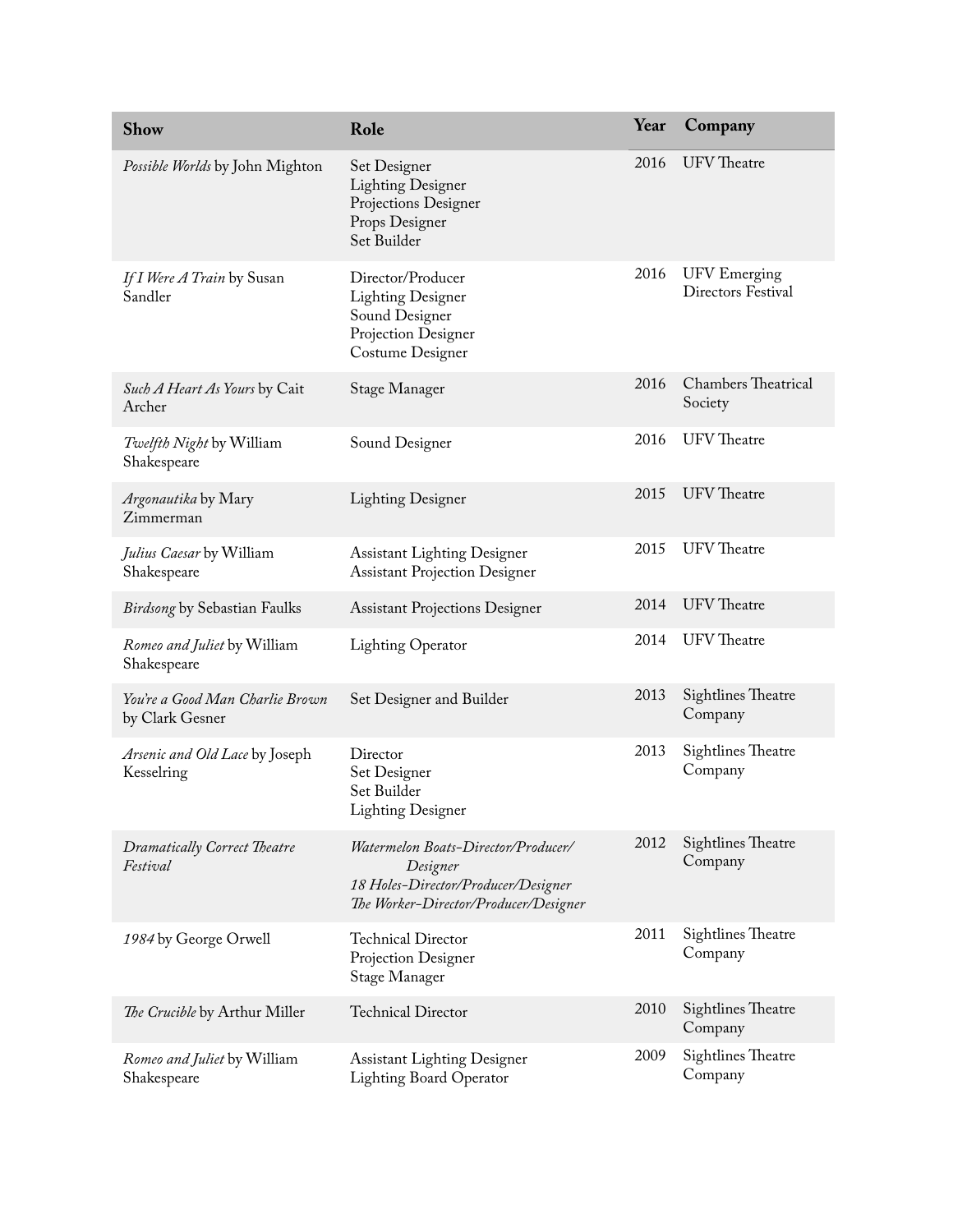| Show | Role | Year | Company |
|---|---|---|---|
| *Possible Worlds* by John Mighton | Set Designer<br>Lighting Designer<br>Projections Designer<br>Props Designer<br>Set Builder | 2016 | UFV Theatre |
| *If I Were A Train* by Susan Sandler | Director/Producer<br>Lighting Designer<br>Sound Designer<br>Projection Designer<br>Costume Designer | 2016 | UFV Emerging Directors Festival |
| *Such A Heart As Yours* by Cait Archer | Stage Manager | 2016 | Chambers Theatrical Society |
| *Twelfth Night* by William Shakespeare | Sound Designer | 2016 | UFV Theatre |
| *Argonautika* by Mary Zimmerman | Lighting Designer | 2015 | UFV Theatre |
| *Julius Caesar* by William Shakespeare | Assistant Lighting Designer<br>Assistant Projection Designer | 2015 | UFV Theatre |
| *Birdsong* by Sebastian Faulks | Assistant Projections Designer | 2014 | UFV Theatre |
| *Romeo and Juliet* by William Shakespeare | Lighting Operator | 2014 | UFV Theatre |
| *You're a Good Man Charlie Brown* by Clark Gesner | Set Designer and Builder | 2013 | Sightlines Theatre Company |
| *Arsenic and Old Lace* by Joseph Kesselring | Director<br>Set Designer<br>Set Builder<br>Lighting Designer | 2013 | Sightlines Theatre Company |
| *Dramatically Correct Theatre Festival* | *Watermelon Boats-Director/Producer/Designer*<br>*18 Holes-Director/Producer/Designer*<br>*The Worker-Director/Producer/Designer* | 2012 | Sightlines Theatre Company |
| *1984* by George Orwell | Technical Director<br>Projection Designer<br>Stage Manager | 2011 | Sightlines Theatre Company |
| *The Crucible* by Arthur Miller | Technical Director | 2010 | Sightlines Theatre Company |
| *Romeo and Juliet* by William Shakespeare | Assistant Lighting Designer<br>Lighting Board Operator | 2009 | Sightlines Theatre Company |